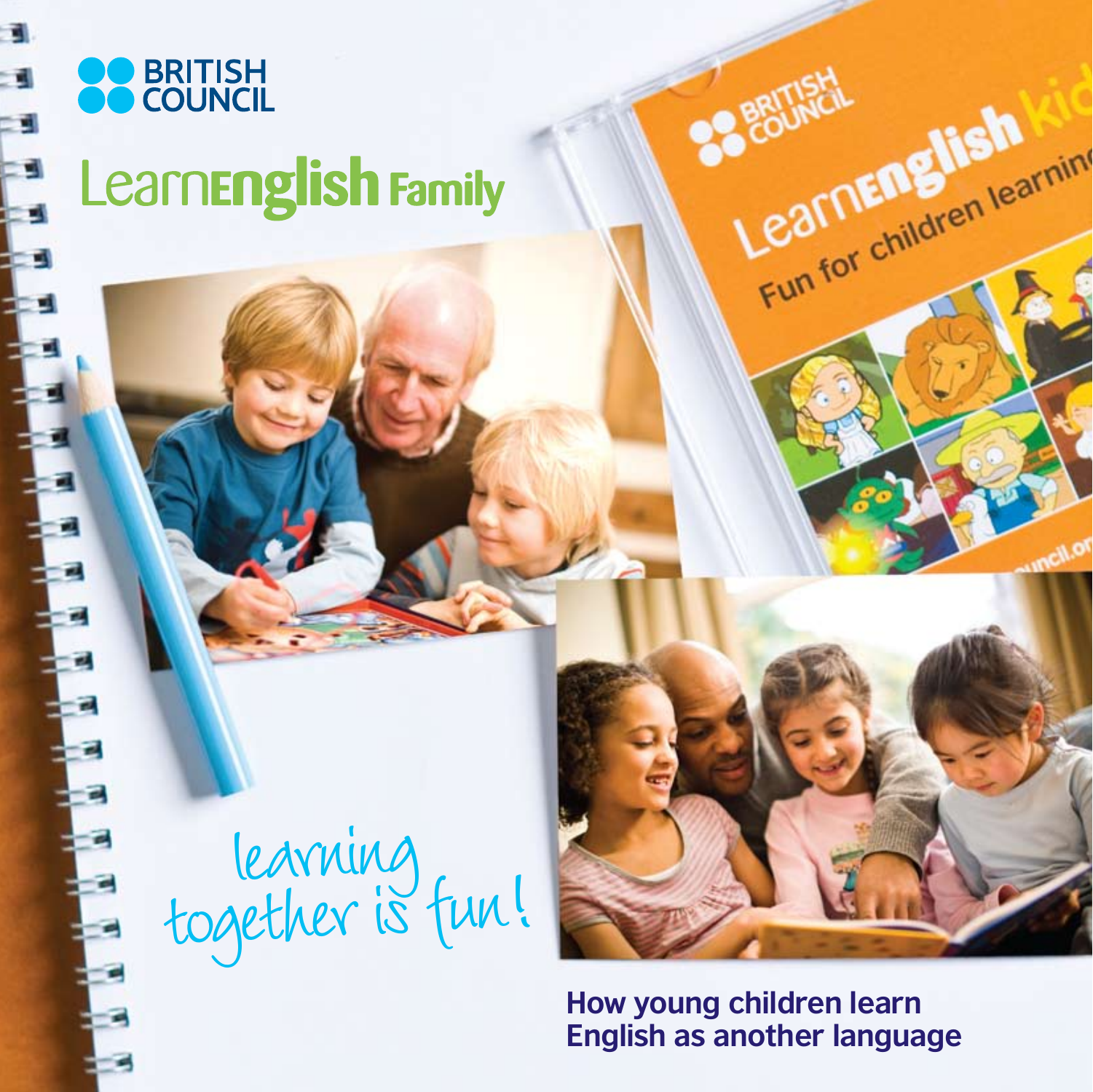BRITISH COUNCIL

# LearnEnglish Family

learning together is fun!

## How young children learn English as another language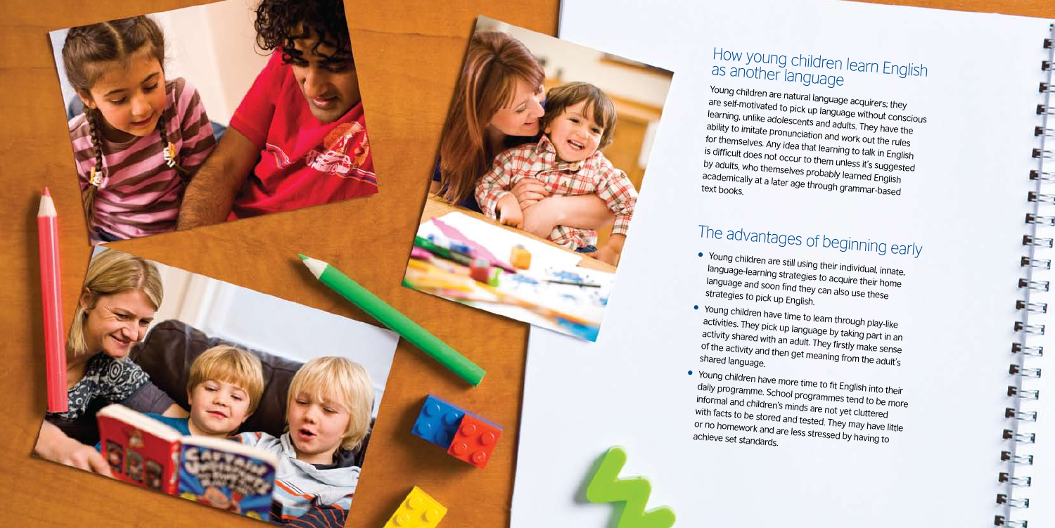## How young children learn English as another language

Young children are natural language acquirers; they are self-motivated to pick up language without conscious learning, unlike adolescents and adults. They have the ability to imitate pronunciation and work out the rules for themselves. Any idea that learning to talk in English is difficult does not occur to them unless it's suggested by adults, who themselves probably learned English academically at a later age through grammar-based text books.

## The advantages of beginning early

- Young children are still using their individual, innate, language-learning strategies to acquire their home language and soon find they can also use these strategies to pick up English.
- Young children have time to learn through play-like activities. They pick up language by taking part in an activity shared with an adult. They firstly make sense of the activity and then get meaning from the adult's shared language.
- Young children have more time to fit English into their daily programme. School programmes tend to be more informal and children's minds are not yet cluttered with facts to be stored and tested. They may have little or no homework and are less stressed by having to achieve set standards.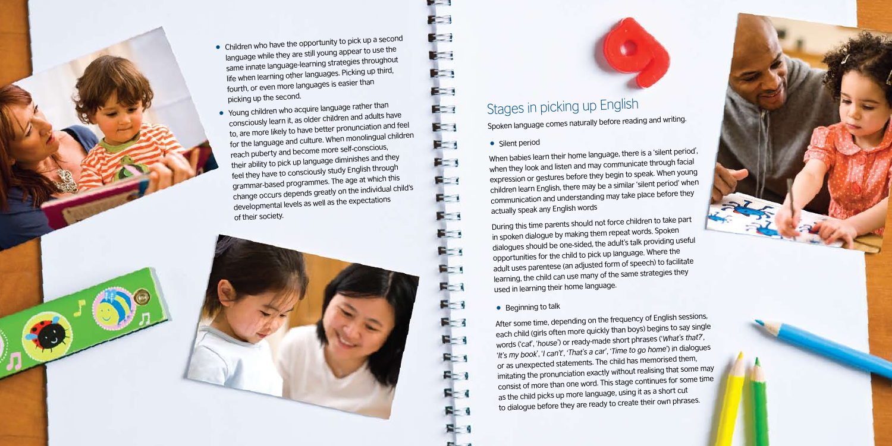- Children who have the opportunity to pick up a second language while they are still young appear to use the same innate language-learning strategies throughout life when learning other languages. Picking up third, fourth, or even more languages is easier than picking up the second.
- Young children who acquire language rather than consciously learn it, as older children and adults have to, are more likely to have better pronunciation and feel for the language and culture. When monolingual children reach puberty and become more self-conscious, their ability to pick up language diminishes and they feel they have to consciously study English through grammar-based programmes. The age at which this change occurs depends greatly on the individual child's developmental levels as well as the expectations of their society.

## Stages in picking up English

Spoken language comes naturally before reading and writing.

- Silent period

When babies learn their home language, there is a 'silent period', when they look and listen and may communicate through facial expression or gestures before they begin to speak. When young children learn English, there may be a similar 'silent period' when communication and understanding may take place before they actually speak any English words

During this time parents should not force children to take part in spoken dialogue by making them repeat words. Spoken dialogues should be one-sided, the adult's talk providing useful opportunities for the child to pick up language. Where the adult uses parentese (an adjusted form of speech) to facilitate learning, the child can use many of the same strategies they used in learning their home language.

- Beginning to talk

After some time, depending on the frequency of English sessions, each child (girls often more quickly than boys) begins to say single words ('*cat*', '*house*') or ready-made short phrases ('*What's that?*', '*It's my book*', '*I can't*', '*That's a car*', '*Time to go home*') in dialogues or as unexpected statements. The child has memorised them, imitating the pronunciation exactly without realising that some may consist of more than one word. This stage continues for some time as the child picks up more language, using it as a short cut to dialogue before they are ready to create their own phrases.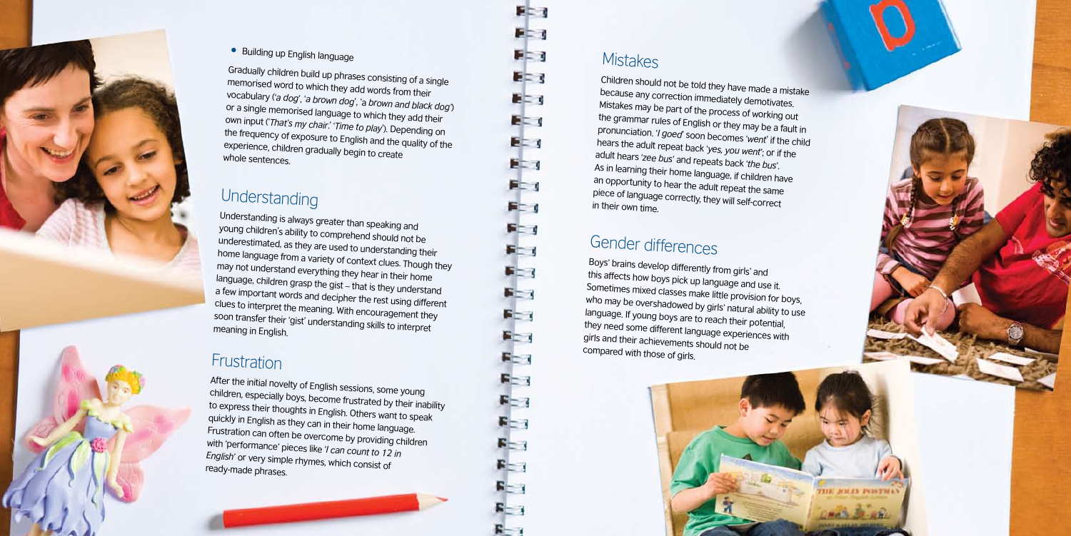- Building up English language

Gradually children build up phrases consisting of a single memorised word to which they add words from their vocabulary (*'a dog', 'a brown dog', 'a brown and black dog'*) or a single memorised language to which they add their own input (*'That's my chair.' 'Time to play'*). Depending on the frequency of exposure to English and the quality of the experience, children gradually begin to create whole sentences.

## Understanding

Understanding is always greater than speaking and young children's ability to comprehend should not be underestimated, as they are used to understanding their home language from a variety of context clues. Though they may not understand everything they hear in their home language, children grasp the gist – that is they understand a few important words and decipher the rest using different clues to interpret the meaning. With encouragement they soon transfer their 'gist' understanding skills to interpret meaning in English.

## Frustration

After the initial novelty of English sessions, some young children, especially boys, become frustrated by their inability to express their thoughts in English. Others want to speak quickly in English as they can in their home language. Frustration can often be overcome by providing children with 'performance' pieces like *'I can count to 12 in English'* or very simple rhymes, which consist of ready-made phrases.

## Mistakes

Children should not be told they have made a mistake because any correction immediately demotivates. Mistakes may be part of the process of working out the grammar rules of English or they may be a fault in pronunciation. *'I goed'* soon becomes *'went'* if the child hears the adult repeat back *'yes, you went'*; or if the adult hears *'zee bus'* and repeats back *'the bus'*. As in learning their home language, if children have an opportunity to hear the adult repeat the same piece of language correctly, they will self-correct in their own time.

## Gender differences

Boys' brains develop differently from girls' and this affects how boys pick up language and use it. Sometimes mixed classes make little provision for boys, who may be overshadowed by girls' natural ability to use language. If young boys are to reach their potential, they need some different language experiences with girls and their achievements should not be compared with those of girls.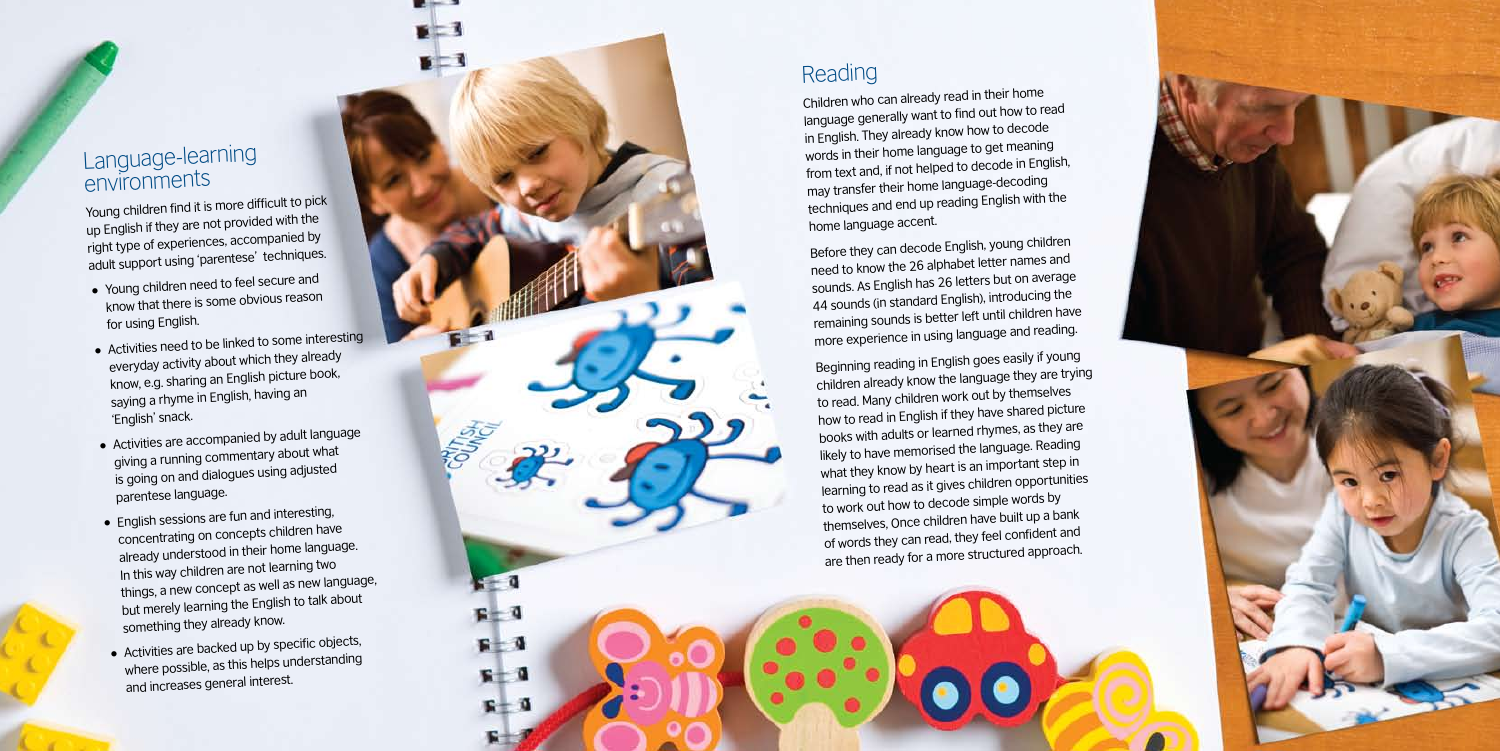## Language-learning environments

Young children find it is more difficult to pick up English if they are not provided with the right type of experiences, accompanied by adult support using 'parentese' techniques.

- Young children need to feel secure and know that there is some obvious reason for using English.
- Activities need to be linked to some interesting everyday activity about which they already know, e.g. sharing an English picture book, saying a rhyme in English, having an 'English' snack.
- Activities are accompanied by adult language giving a running commentary about what is going on and dialogues using adjusted parentese language.
- English sessions are fun and interesting, concentrating on concepts children have already understood in their home language. In this way children are not learning two things, a new concept as well as new language, but merely learning the English to talk about something they already know.
- Activities are backed up by specific objects, where possible, as this helps understanding and increases general interest.

## Reading

Children who can already read in their home language generally want to find out how to read in English. They already know how to decode words in their home language to get meaning from text and, if not helped to decode in English, may transfer their home language-decoding techniques and end up reading English with the home language accent.

Before they can decode English, young children need to know the 26 alphabet letter names and sounds. As English has 26 letters but on average 44 sounds (in standard English), introducing the remaining sounds is better left until children have more experience in using language and reading.

Beginning reading in English goes easily if young children already know the language they are trying to read. Many children work out by themselves how to read in English if they have shared picture books with adults or learned rhymes, as they are likely to have memorised the language. Reading what they know by heart is an important step in learning to read as it gives children opportunities to work out how to decode simple words by themselves. Once children have built up a bank of words they can read, they feel confident and are then ready for a more structured approach.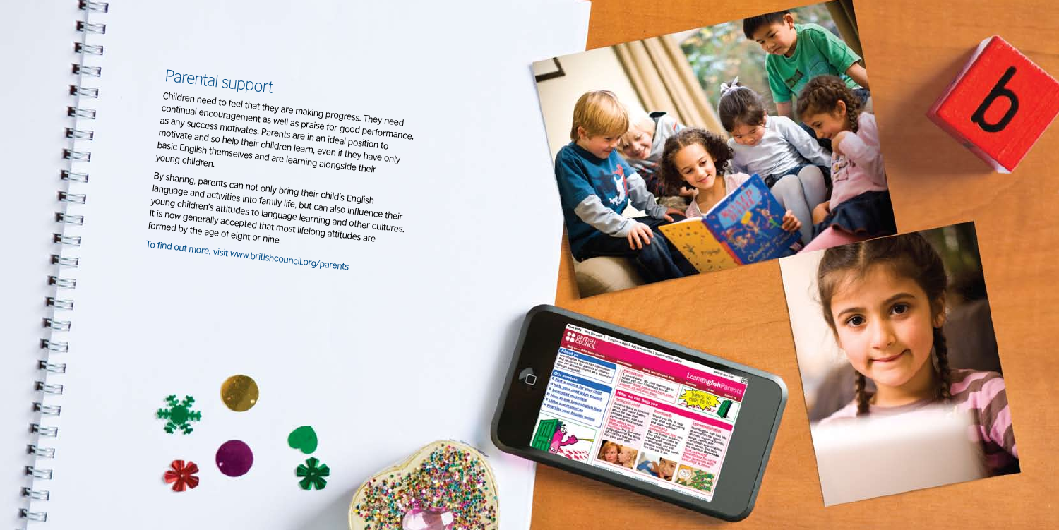## Parental support

Children need to feel that they are making progress. They need continual encouragement as well as praise for good performance, as any success motivates. Parents are in an ideal position to motivate and so help their children learn, even if they have only basic English themselves and are learning alongside their young children.

By sharing, parents can not only bring their child's English language and activities into family life, but can also influence their young children's attitudes to language learning and other cultures. It is now generally accepted that most lifelong attitudes are formed by the age of eight or nine.

To find out more, visit www.britishcouncil.org/parents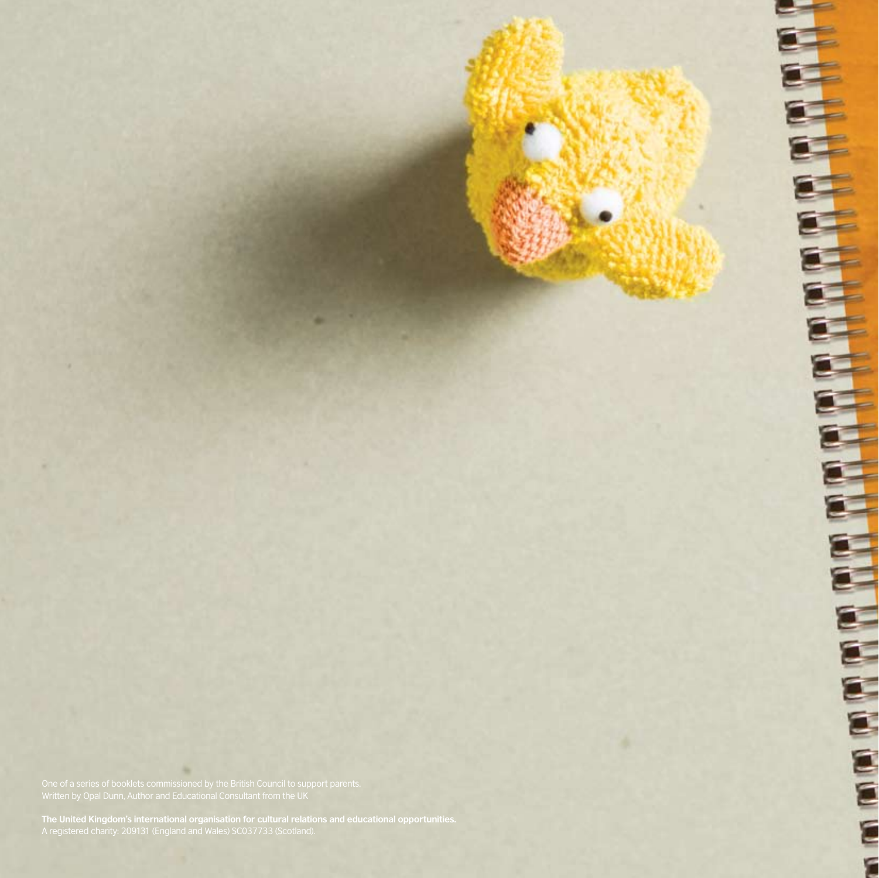One of a series of booklets commissioned by the British Council to support parents.
Written by Opal Dunn, Author and Educational Consultant from the UK

**The United Kingdom's international organisation for cultural relations and educational opportunities.**
A registered charity: 209131 (England and Wales) SC037733 (Scotland).